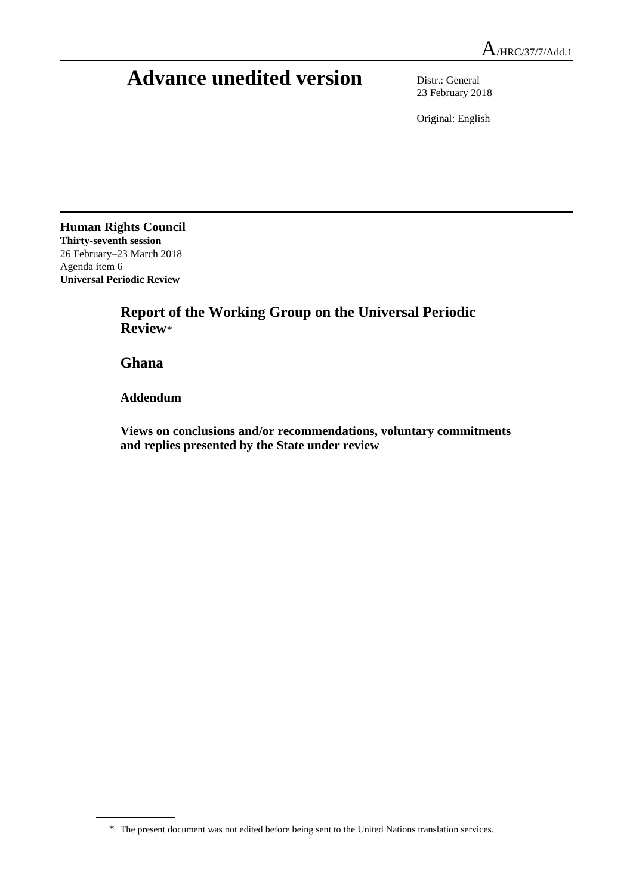A/HRC/37/7/Add.1

# Advance unedited version

Distr.: General
23 February 2018

Original: English

**Human Rights Council**
**Thirty-seventh session**
26 February–23 March 2018
Agenda item 6
**Universal Periodic Review**

## Report of the Working Group on the Universal Periodic Review*

## Ghana

### Addendum

### Views on conclusions and/or recommendations, voluntary commitments and replies presented by the State under review

\* The present document was not edited before being sent to the United Nations translation services.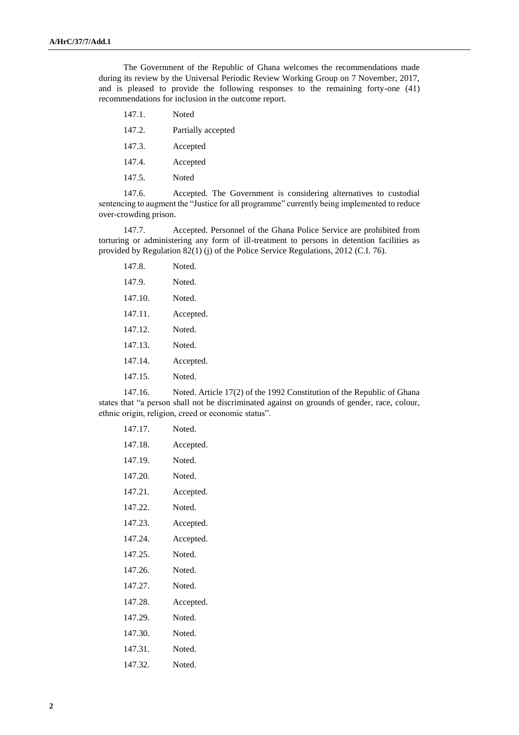The Government of the Republic of Ghana welcomes the recommendations made during its review by the Universal Periodic Review Working Group on 7 November, 2017, and is pleased to provide the following responses to the remaining forty-one (41) recommendations for inclusion in the outcome report.

147.1. Noted

147.2. Partially accepted

147.3. Accepted

147.4. Accepted

147.5. Noted

147.6. Accepted. The Government is considering alternatives to custodial sentencing to augment the "Justice for all programme" currently being implemented to reduce over-crowding prison.

147.7. Accepted. Personnel of the Ghana Police Service are prohibited from torturing or administering any form of ill-treatment to persons in detention facilities as provided by Regulation 82(1) (j) of the Police Service Regulations, 2012 (C.I. 76).

147.8. Noted.

147.9. Noted.

147.10. Noted.

147.11. Accepted.

147.12. Noted.

147.13. Noted.

147.14. Accepted.

147.15. Noted.

147.16. Noted. Article 17(2) of the 1992 Constitution of the Republic of Ghana states that "a person shall not be discriminated against on grounds of gender, race, colour, ethnic origin, religion, creed or economic status".

147.17. Noted.

147.18. Accepted.

147.19. Noted.

147.20. Noted.

147.21. Accepted.

147.22. Noted.

147.23. Accepted.

147.24. Accepted.

147.25. Noted.

147.26. Noted.

147.27. Noted.

147.28. Accepted.

147.29. Noted.

147.30. Noted.

147.31. Noted.

147.32. Noted.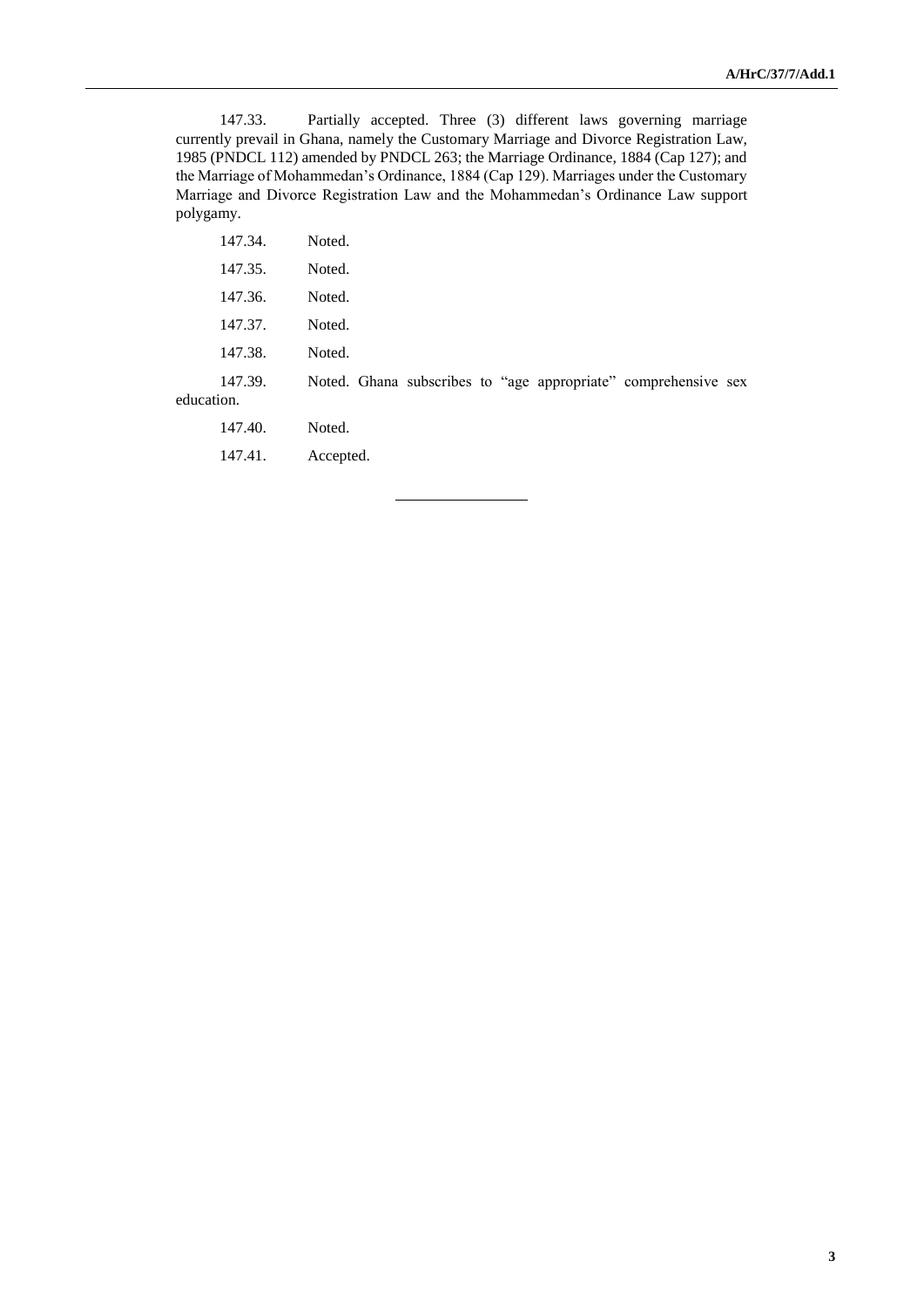147.33. Partially accepted. Three (3) different laws governing marriage currently prevail in Ghana, namely the Customary Marriage and Divorce Registration Law, 1985 (PNDCL 112) amended by PNDCL 263; the Marriage Ordinance, 1884 (Cap 127); and the Marriage of Mohammedan's Ordinance, 1884 (Cap 129). Marriages under the Customary Marriage and Divorce Registration Law and the Mohammedan's Ordinance Law support polygamy.

147.34. Noted.

147.35. Noted.

147.36. Noted.

147.37. Noted.

147.38. Noted.

147.39. Noted. Ghana subscribes to "age appropriate" comprehensive sex education.

147.40. Noted.

147.41. Accepted.